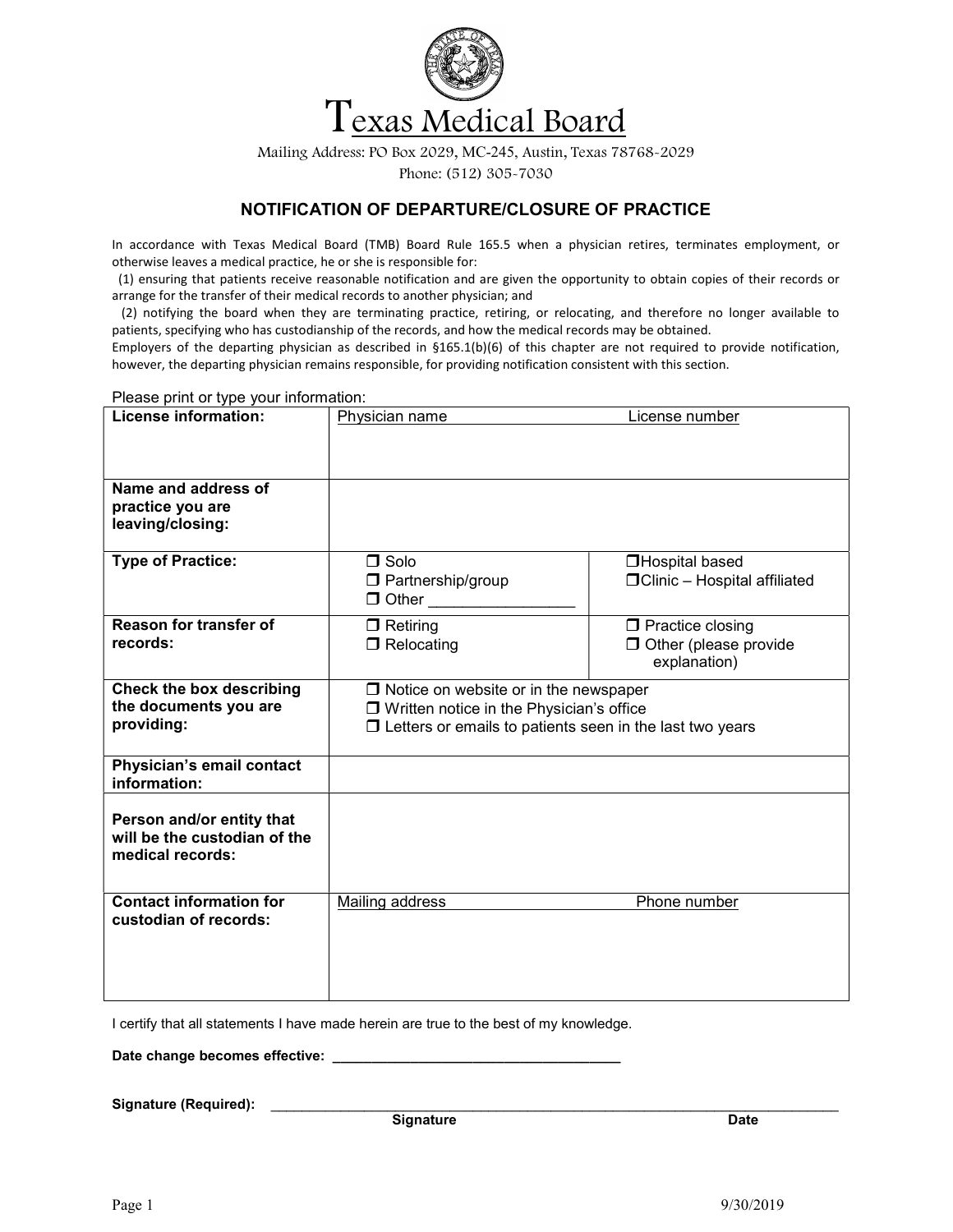# Texas Medical Board

Mailing Address: PO Box 2029, MC-245, Austin, Texas 78768-2029

Phone: (512) 305-7030

## NOTIFICATION OF DEPARTURE/CLOSURE OF PRACTICE

In accordance with Texas Medical Board (TMB) Board Rule 165.5 when a physician retires, terminates employment, or otherwise leaves a medical practice, he or she is responsible for:

(1) ensuring that patients receive reasonable notification and are given the opportunity to obtain copies of their records or arrange for the transfer of their medical records to another physician; and

(2) notifying the board when they are terminating practice, retiring, or relocating, and therefore no longer available to patients, specifying who has custodianship of the records, and how the medical records may be obtained.

Employers of the departing physician as described in §165.1(b)(6) of this chapter are not required to provide notification, however, the departing physician remains responsible, for providing notification consistent with this section.

Please print or type your information:

| | | |
|---|---|---|
| **License information:** | Physician name | License number |
| **Name and address of practice you are leaving/closing:** | | |
| **Type of Practice:** | ❐ Solo<br>❐ Partnership/group<br>❐ Other _________________ | ❐ Hospital based<br>❐ Clinic – Hospital affiliated |
| **Reason for transfer of records:** | ❐ Retiring<br>❐ Relocating | ❐ Practice closing<br>❐ Other (please provide explanation) |
| **Check the box describing the documents you are providing:** | ❐ Notice on website or in the newspaper<br>❐ Written notice in the Physician's office<br>❐ Letters or emails to patients seen in the last two years | |
| **Physician's email contact information:** | | |
| **Person and/or entity that will be the custodian of the medical records:** | | |
| **Contact information for custodian of records:** | Mailing address | Phone number |

I certify that all statements I have made herein are true to the best of my knowledge.

**Date change becomes effective:** ____________________________________

**Signature (Required):** ____________________________________________________________________

**Signature** **Date**

9/30/2019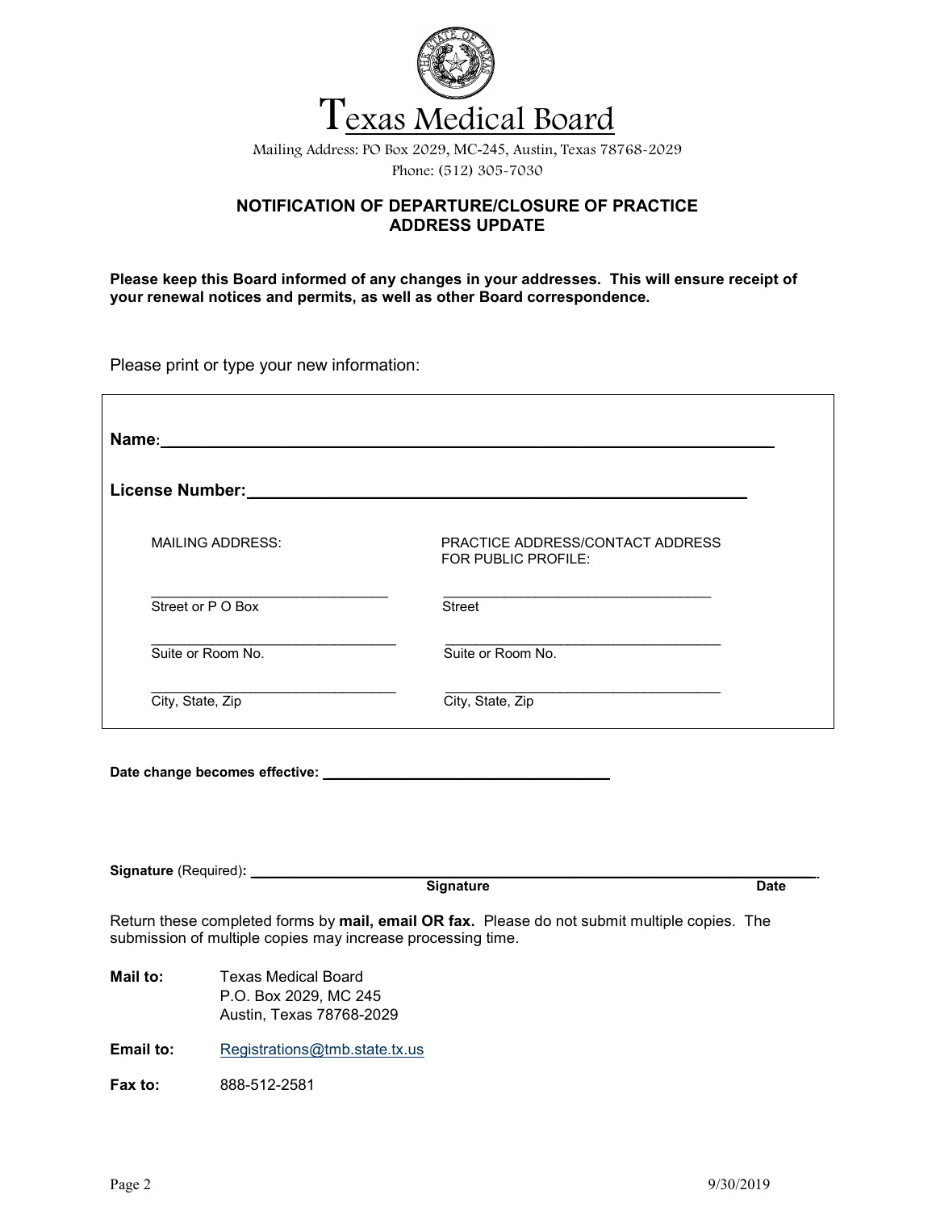# Texas Medical Board

Mailing Address: PO Box 2029, MC-245, Austin, Texas 78768-2029

Phone: (512) 305-7030

## NOTIFICATION OF DEPARTURE/CLOSURE OF PRACTICE ADDRESS UPDATE

**Please keep this Board informed of any changes in your addresses. This will ensure receipt of your renewal notices and permits, as well as other Board correspondence.**

Please print or type your new information:

**Name:** ______________________________________________

**License Number:** ______________________________________

| MAILING ADDRESS: | PRACTICE ADDRESS/CONTACT ADDRESS FOR PUBLIC PROFILE: |
| --- | --- |
| ______________________ Street or P O Box | ______________________ Street |
| ______________________ Suite or Room No. | ______________________ Suite or Room No. |
| ______________________ City, State, Zip | ______________________ City, State, Zip |

**Date change becomes effective:** ______________________________

**Signature** (Required)**:** ______________________________________________.

**Signature** **Date**

Return these completed forms by **mail, email OR fax.** Please do not submit multiple copies. The submission of multiple copies may increase processing time.

**Mail to:** Texas Medical Board
P.O. Box 2029, MC 245
Austin, Texas 78768-2029

**Email to:** Registrations@tmb.state.tx.us

**Fax to:** 888-512-2581

9/30/2019